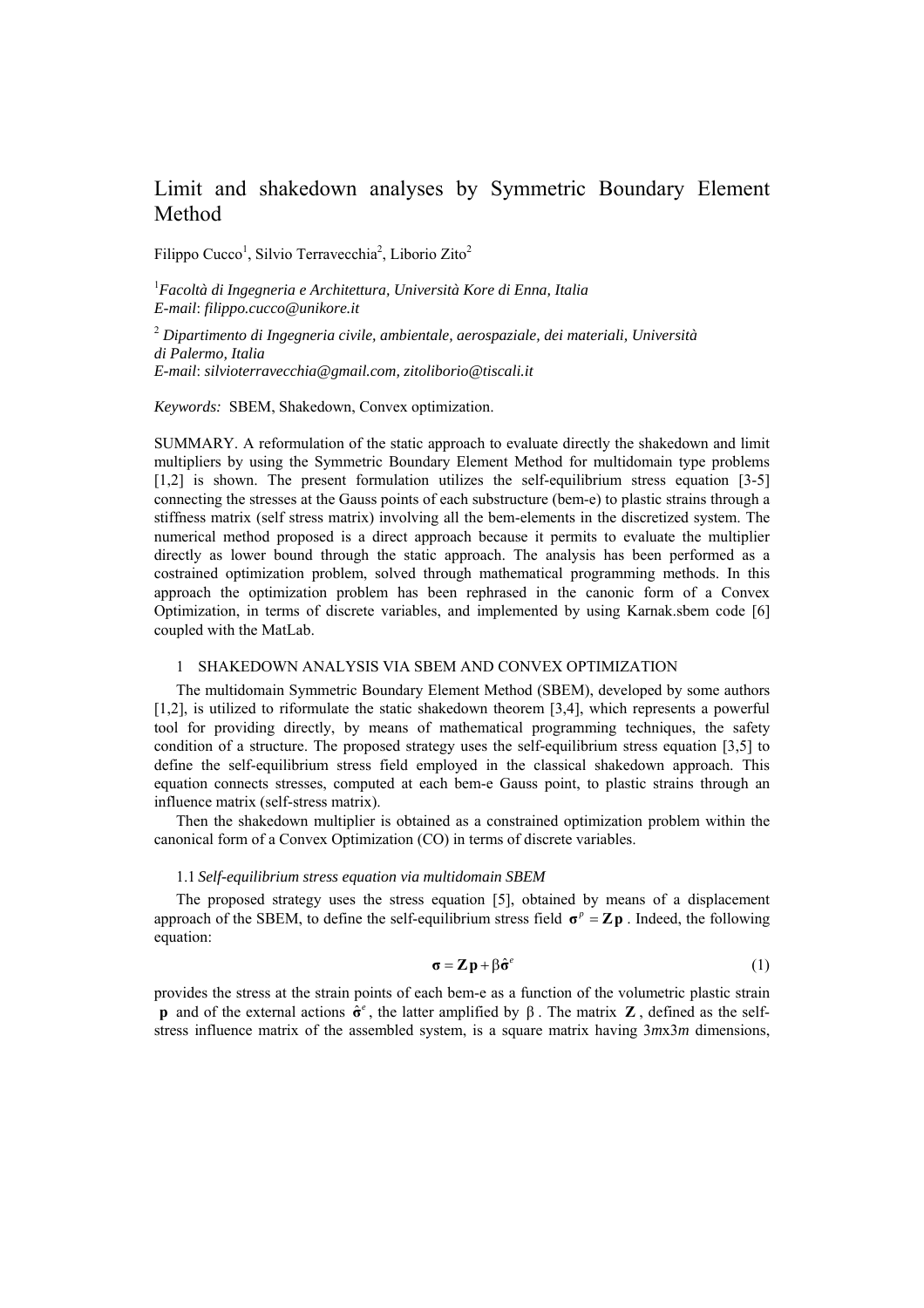# Limit and shakedown analyses by Symmetric Boundary Element Method

Filippo Cucco[1], Silvio Terravecchia[2], Liborio Zito[2]

[1]*Facoltà di Ingegneria e Architettura, Università Kore di Enna, Italia*
*E-mail*: *filippo.cucco@unikore.it*

[2] *Dipartimento di Ingegneria civile, ambientale, aerospaziale, dei materiali, Università di Palermo, Italia*
*E-mail*: *silvioterravecchia@gmail.com, zitoliborio@tiscali.it*

*Keywords:* SBEM, Shakedown, Convex optimization.

SUMMARY. A reformulation of the static approach to evaluate directly the shakedown and limit multipliers by using the Symmetric Boundary Element Method for multidomain type problems [1,2] is shown. The present formulation utilizes the self-equilibrium stress equation [3-5] connecting the stresses at the Gauss points of each substructure (bem-e) to plastic strains through a stiffness matrix (self stress matrix) involving all the bem-elements in the discretized system. The numerical method proposed is a direct approach because it permits to evaluate the multiplier directly as lower bound through the static approach. The analysis has been performed as a costrained optimization problem, solved through mathematical programming methods. In this approach the optimization problem has been rephrased in the canonic form of a Convex Optimization, in terms of discrete variables, and implemented by using Karnak.sbem code [6] coupled with the MatLab.

## 1 SHAKEDOWN ANALYSIS VIA SBEM AND CONVEX OPTIMIZATION

The multidomain Symmetric Boundary Element Method (SBEM), developed by some authors [1,2], is utilized to riformulate the static shakedown theorem [3,4], which represents a powerful tool for providing directly, by means of mathematical programming techniques, the safety condition of a structure. The proposed strategy uses the self-equilibrium stress equation [3,5] to define the self-equilibrium stress field employed in the classical shakedown approach. This equation connects stresses, computed at each bem-e Gauss point, to plastic strains through an influence matrix (self-stress matrix).

Then the shakedown multiplier is obtained as a constrained optimization problem within the canonical form of a Convex Optimization (CO) in terms of discrete variables.

### 1.1 *Self-equilibrium stress equation via multidomain SBEM*

The proposed strategy uses the stress equation [5], obtained by means of a displacement approach of the SBEM, to define the self-equilibrium stress field $\boldsymbol{\sigma}^p = \mathbf{Z}\mathbf{p}$. Indeed, the following equation:

$$\boldsymbol{\sigma} = \mathbf{Z}\mathbf{p} + \beta\hat{\boldsymbol{\sigma}}^e \tag{1}$$

provides the stress at the strain points of each bem-e as a function of the volumetric plastic strain $\mathbf{p}$ and of the external actions $\hat{\boldsymbol{\sigma}}^e$, the latter amplified by $\beta$. The matrix $\mathbf{Z}$, defined as the self-stress influence matrix of the assembled system, is a square matrix having $3m$x$3m$ dimensions,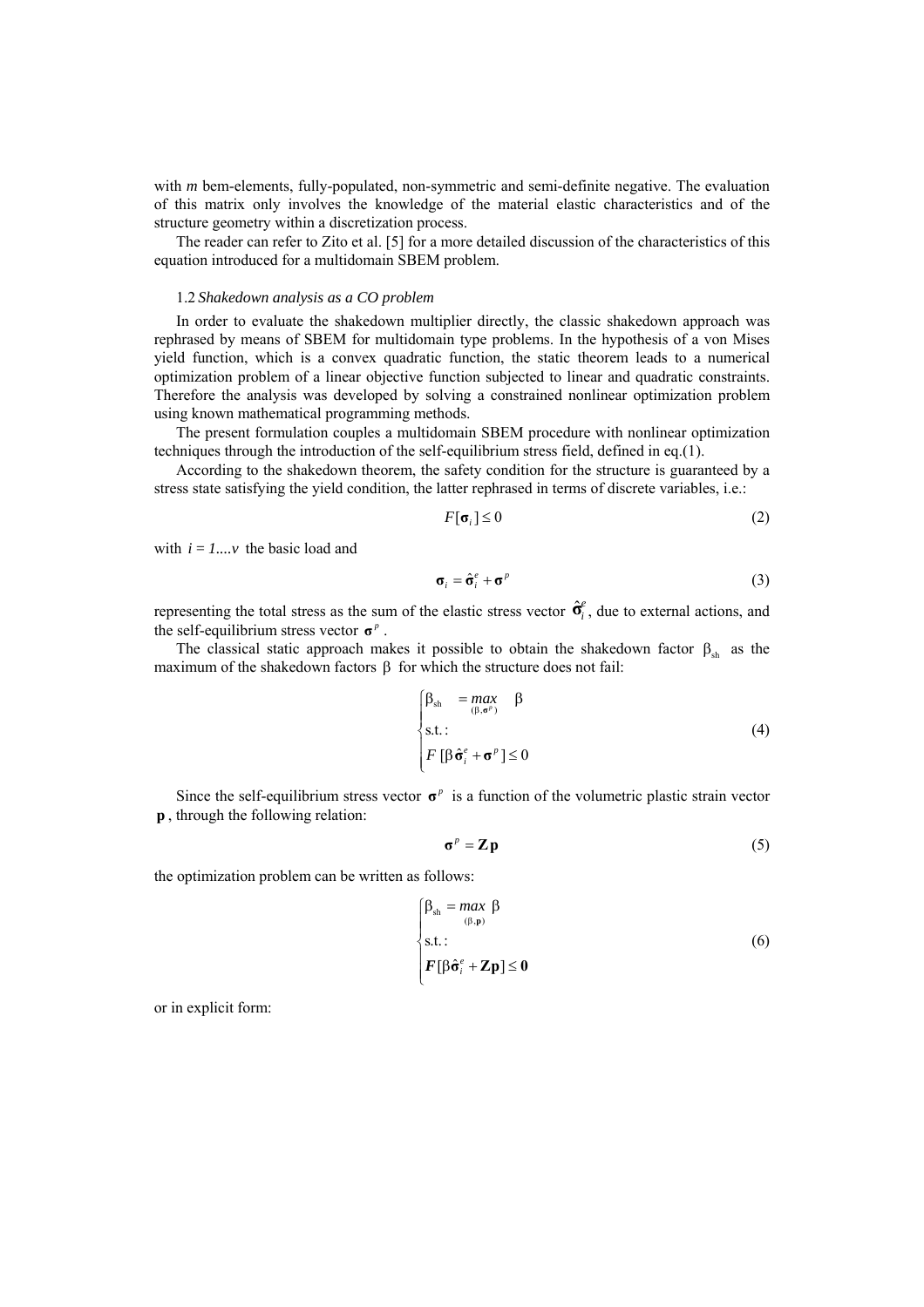with $m$ bem-elements, fully-populated, non-symmetric and semi-definite negative. The evaluation of this matrix only involves the knowledge of the material elastic characteristics and of the structure geometry within a discretization process.

The reader can refer to Zito et al. [5] for a more detailed discussion of the characteristics of this equation introduced for a multidomain SBEM problem.

### 1.2 *Shakedown analysis as a CO problem*

In order to evaluate the shakedown multiplier directly, the classic shakedown approach was rephrased by means of SBEM for multidomain type problems. In the hypothesis of a von Mises yield function, which is a convex quadratic function, the static theorem leads to a numerical optimization problem of a linear objective function subjected to linear and quadratic constraints. Therefore the analysis was developed by solving a constrained nonlinear optimization problem using known mathematical programming methods.

The present formulation couples a multidomain SBEM procedure with nonlinear optimization techniques through the introduction of the self-equilibrium stress field, defined in eq.(1).

According to the shakedown theorem, the safety condition for the structure is guaranteed by a stress state satisfying the yield condition, the latter rephrased in terms of discrete variables, i.e.:

$$F[\boldsymbol{\sigma}_i] \leq 0 \tag{2}$$

with $i = 1....v$ the basic load and

$$\boldsymbol{\sigma}_i = \hat{\boldsymbol{\sigma}}_i^e + \boldsymbol{\sigma}^p \tag{3}$$

representing the total stress as the sum of the elastic stress vector $\hat{\boldsymbol{\sigma}}_i^e$, due to external actions, and the self-equilibrium stress vector $\boldsymbol{\sigma}^p$.

The classical static approach makes it possible to obtain the shakedown factor $\beta_{sh}$ as the maximum of the shakedown factors $\beta$ for which the structure does not fail:

$$\begin{cases} \beta_{sh} = \underset{(\beta, \boldsymbol{\sigma}^p)}{max} \ \beta \\ \text{s.t.:} \\ F\,[\beta\,\hat{\boldsymbol{\sigma}}_i^e + \boldsymbol{\sigma}^p] \leq 0 \end{cases} \tag{4}$$

Since the self-equilibrium stress vector $\boldsymbol{\sigma}^p$ is a function of the volumetric plastic strain vector $\mathbf{p}$, through the following relation:

$$\boldsymbol{\sigma}^p = \mathbf{Z}\mathbf{p} \tag{5}$$

the optimization problem can be written as follows:

$$\begin{cases} \beta_{sh} = \underset{(\beta, \mathbf{p})}{max} \ \beta \\ \text{s.t.:} \\ \boldsymbol{F}[\beta\hat{\boldsymbol{\sigma}}_i^e + \mathbf{Z}\mathbf{p}] \leq \mathbf{0} \end{cases} \tag{6}$$

or in explicit form: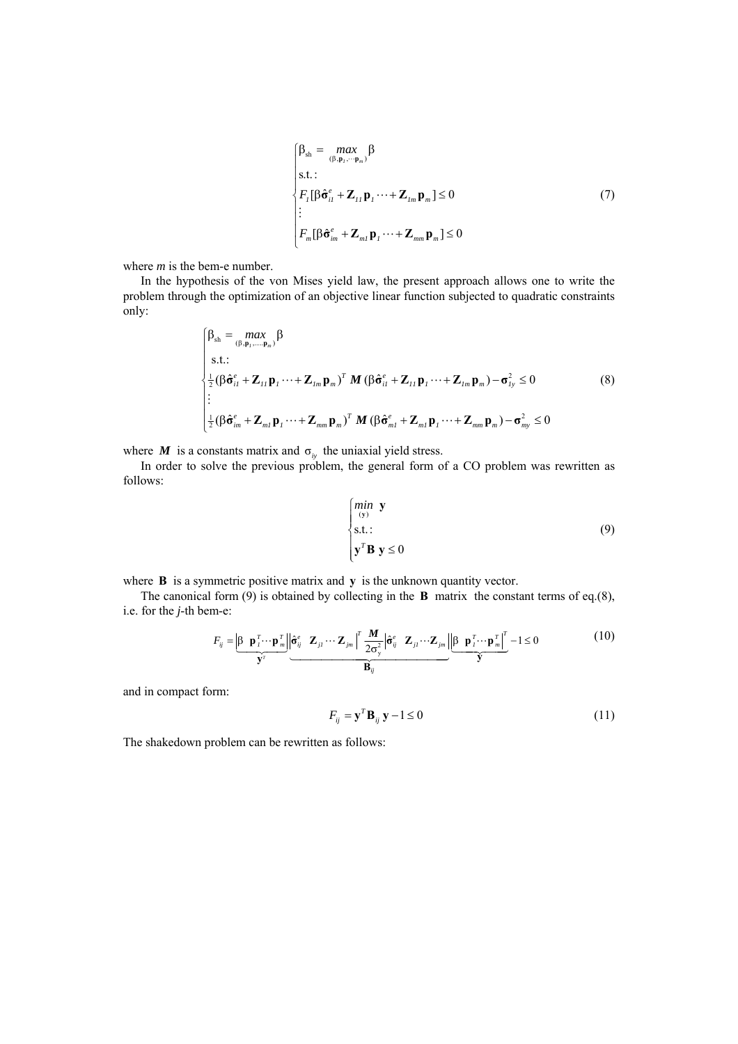$$
\begin{cases}
\beta_{\text{sh}} = \underset{(\beta, \mathbf{p}_1, \cdots \mathbf{p}_m)}{max} \beta \\
\text{s.t.:} \\
F_1[\beta \hat{\boldsymbol{\sigma}}_{i1}^e + \mathbf{Z}_{11}\mathbf{p}_1 \cdots + \mathbf{Z}_{1m}\mathbf{p}_m] \le 0 \\
\vdots \\
F_m[\beta \hat{\boldsymbol{\sigma}}_{im}^e + \mathbf{Z}_{m1}\mathbf{p}_1 \cdots + \mathbf{Z}_{mm}\mathbf{p}_m] \le 0
\end{cases}
\tag{7}
$$

where $m$ is the bem-e number.

In the hypothesis of the von Mises yield law, the present approach allows one to write the problem through the optimization of an objective linear function subjected to quadratic constraints only:

$$
\begin{cases}
\beta_{\text{sh}} = \underset{(\beta, \mathbf{p}_1, \ldots, \mathbf{p}_m)}{max} \beta \\
\text{s.t.:} \\
\frac{1}{2}(\beta \hat{\boldsymbol{\sigma}}_{i1}^e + \mathbf{Z}_{11}\mathbf{p}_1 \cdots + \mathbf{Z}_{1m}\mathbf{p}_m)^T \boldsymbol{M} (\beta \hat{\boldsymbol{\sigma}}_{i1}^e + \mathbf{Z}_{11}\mathbf{p}_1 \cdots + \mathbf{Z}_{1m}\mathbf{p}_m) - \boldsymbol{\sigma}_{1y}^2 \le 0 \\
\vdots \\
\frac{1}{2}(\beta \hat{\boldsymbol{\sigma}}_{im}^e + \mathbf{Z}_{m1}\mathbf{p}_1 \cdots + \mathbf{Z}_{mm}\mathbf{p}_m)^T \boldsymbol{M} (\beta \hat{\boldsymbol{\sigma}}_{m1}^e + \mathbf{Z}_{m1}\mathbf{p}_1 \cdots + \mathbf{Z}_{mm}\mathbf{p}_m) - \boldsymbol{\sigma}_{my}^2 \le 0
\end{cases}
\tag{8}
$$

where $\boldsymbol{M}$ is a constants matrix and $\sigma_{iy}$ the uniaxial yield stress.

In order to solve the previous problem, the general form of a CO problem was rewritten as follows:

$$
\begin{cases}
\underset{(\mathbf{y})}{min} \ \mathbf{y} \\
\text{s.t.:} \\
\mathbf{y}^T \mathbf{B} \ \mathbf{y} \le 0
\end{cases}
\tag{9}
$$

where $\mathbf{B}$ is a symmetric positive matrix and $\mathbf{y}$ is the unknown quantity vector.

The canonical form (9) is obtained by collecting in the $\mathbf{B}$ matrix the constant terms of eq.(8), i.e. for the $j$-th bem-e:

$$
F_{ij} = \underbrace{\left| \beta \quad \mathbf{p}_1^T \cdots \mathbf{p}_m^T \right|}_{\mathbf{y}^T} \underbrace{\left| \hat{\boldsymbol{\sigma}}_{ij}^e \quad \mathbf{Z}_{j1} \cdots \mathbf{Z}_{jm} \right|^T \frac{\boldsymbol{M}}{2\sigma_y^2} \left| \hat{\boldsymbol{\sigma}}_{ij}^e \quad \mathbf{Z}_{j1} \cdots \mathbf{Z}_{jm} \right|}_{\mathbf{B}_{ij}} \underbrace{\left| \beta \quad \mathbf{p}_1^T \cdots \mathbf{p}_m^T \right|^T}_{\mathbf{y}} - 1 \le 0
\tag{10}
$$

and in compact form:

$$
F_{ij} = \mathbf{y}^T \mathbf{B}_{ij} \, \mathbf{y} - 1 \le 0
\tag{11}
$$

The shakedown problem can be rewritten as follows: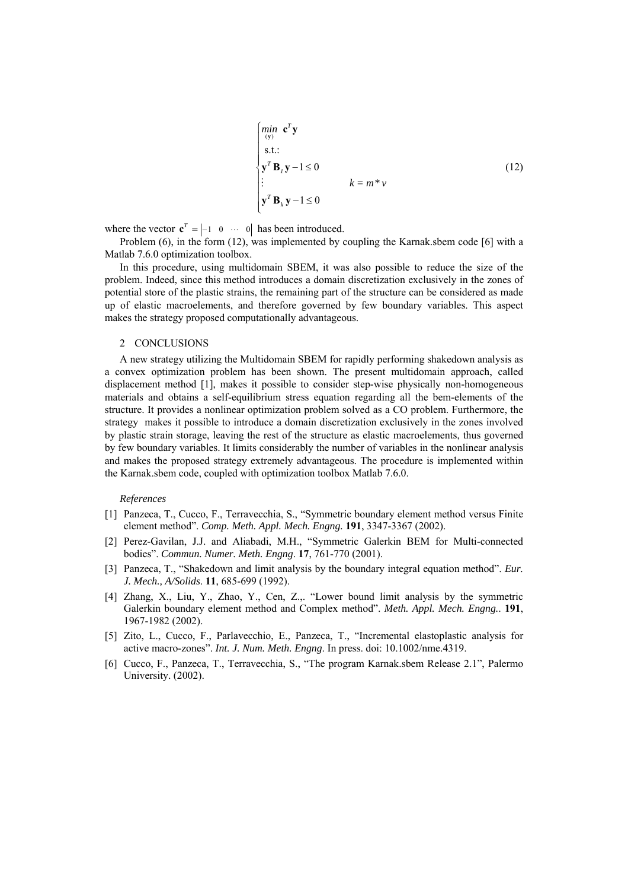$$
\begin{cases}
\min\limits_{(\mathbf{y})} \ \mathbf{c}^T \mathbf{y} \\
\text{s.t.:} \\
\mathbf{y}^T \mathbf{B}_1 \mathbf{y} - 1 \leq 0 \\
\vdots \qquad\qquad\qquad k = m * v \\
\mathbf{y}^T \mathbf{B}_k \mathbf{y} - 1 \leq 0
\end{cases}
\tag{12}
$$

where the vector $\mathbf{c}^T = \begin{vmatrix} -1 & 0 & \cdots & 0 \end{vmatrix}$ has been introduced.

Problem (6), in the form (12), was implemented by coupling the Karnak.sbem code [6] with a Matlab 7.6.0 optimization toolbox.

In this procedure, using multidomain SBEM, it was also possible to reduce the size of the problem. Indeed, since this method introduces a domain discretization exclusively in the zones of potential store of the plastic strains, the remaining part of the structure can be considered as made up of elastic macroelements, and therefore governed by few boundary variables. This aspect makes the strategy proposed computationally advantageous.

## 2 CONCLUSIONS

A new strategy utilizing the Multidomain SBEM for rapidly performing shakedown analysis as a convex optimization problem has been shown. The present multidomain approach, called displacement method [1], makes it possible to consider step-wise physically non-homogeneous materials and obtains a self-equilibrium stress equation regarding all the bem-elements of the structure. It provides a nonlinear optimization problem solved as a CO problem. Furthermore, the strategy makes it possible to introduce a domain discretization exclusively in the zones involved by plastic strain storage, leaving the rest of the structure as elastic macroelements, thus governed by few boundary variables. It limits considerably the number of variables in the nonlinear analysis and makes the proposed strategy extremely advantageous. The procedure is implemented within the Karnak.sbem code, coupled with optimization toolbox Matlab 7.6.0.

### *References*

[1] Panzeca, T., Cucco, F., Terravecchia, S., "Symmetric boundary element method versus Finite element method". *Comp. Meth. Appl. Mech. Engng.* **191**, 3347-3367 (2002).

[2] Perez-Gavilan, J.J. and Aliabadi, M.H., "Symmetric Galerkin BEM for Multi-connected bodies". *Commun. Numer. Meth. Engng*. **17**, 761-770 (2001).

[3] Panzeca, T., "Shakedown and limit analysis by the boundary integral equation method". *Eur. J. Mech., A/Solids*. **11**, 685-699 (1992).

[4] Zhang, X., Liu, Y., Zhao, Y., Cen, Z.,. "Lower bound limit analysis by the symmetric Galerkin boundary element method and Complex method". *Meth. Appl. Mech. Engng.*. **191**, 1967-1982 (2002).

[5] Zito, L., Cucco, F., Parlavecchio, E., Panzeca, T., "Incremental elastoplastic analysis for active macro-zones". *Int. J. Num. Meth. Engng*. In press. doi: 10.1002/nme.4319.

[6] Cucco, F., Panzeca, T., Terravecchia, S., "The program Karnak.sbem Release 2.1", Palermo University. (2002).